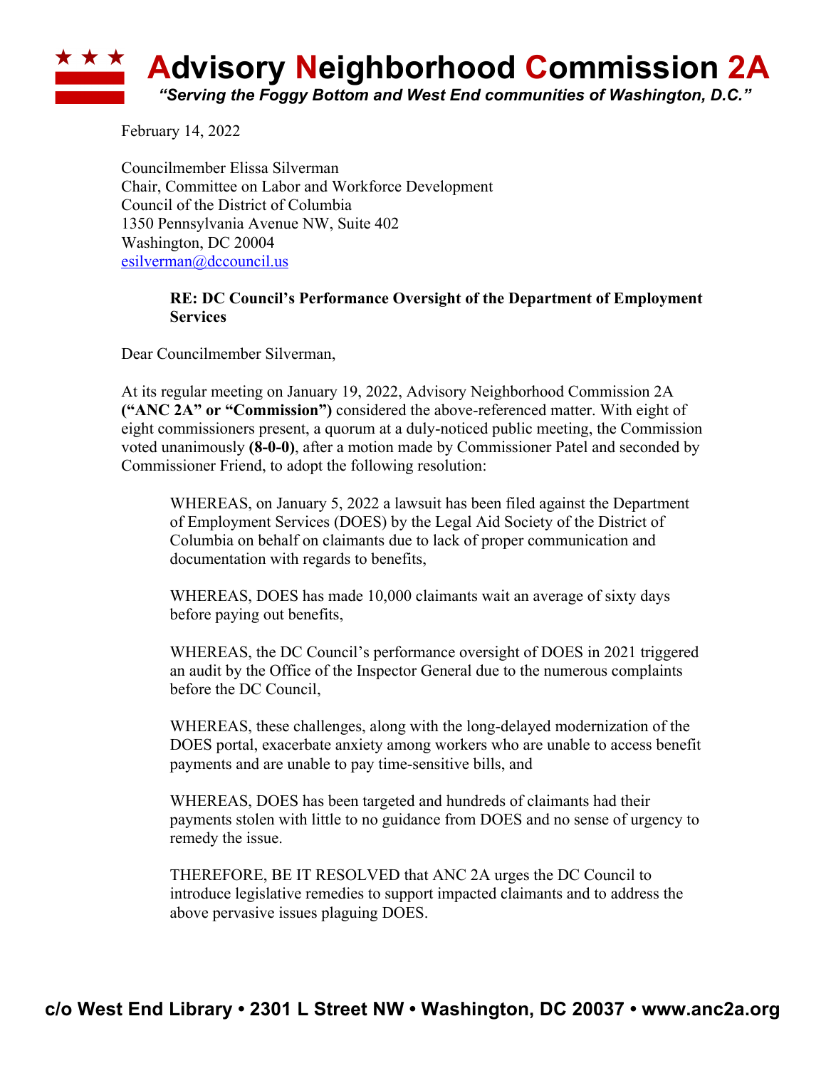# Advisory Neighborhood Commission 2A

*"Serving the Foggy Bottom and West End communities of Washington, D.C."*

February 14, 2022

Councilmember Elissa Silverman
Chair, Committee on Labor and Workforce Development
Council of the District of Columbia
1350 Pennsylvania Avenue NW, Suite 402
Washington, DC 20004
esilverman@dccouncil.us

**RE: DC Council's Performance Oversight of the Department of Employment Services**

Dear Councilmember Silverman,

At its regular meeting on January 19, 2022, Advisory Neighborhood Commission 2A **("ANC 2A" or "Commission")** considered the above-referenced matter. With eight of eight commissioners present, a quorum at a duly-noticed public meeting, the Commission voted unanimously **(8-0-0)**, after a motion made by Commissioner Patel and seconded by Commissioner Friend, to adopt the following resolution:

> WHEREAS, on January 5, 2022 a lawsuit has been filed against the Department of Employment Services (DOES) by the Legal Aid Society of the District of Columbia on behalf on claimants due to lack of proper communication and documentation with regards to benefits,
>
> WHEREAS, DOES has made 10,000 claimants wait an average of sixty days before paying out benefits,
>
> WHEREAS, the DC Council's performance oversight of DOES in 2021 triggered an audit by the Office of the Inspector General due to the numerous complaints before the DC Council,
>
> WHEREAS, these challenges, along with the long-delayed modernization of the DOES portal, exacerbate anxiety among workers who are unable to access benefit payments and are unable to pay time-sensitive bills, and
>
> WHEREAS, DOES has been targeted and hundreds of claimants had their payments stolen with little to no guidance from DOES and no sense of urgency to remedy the issue.
>
> THEREFORE, BE IT RESOLVED that ANC 2A urges the DC Council to introduce legislative remedies to support impacted claimants and to address the above pervasive issues plaguing DOES.

**c/o West End Library • 2301 L Street NW • Washington, DC 20037 • www.anc2a.org**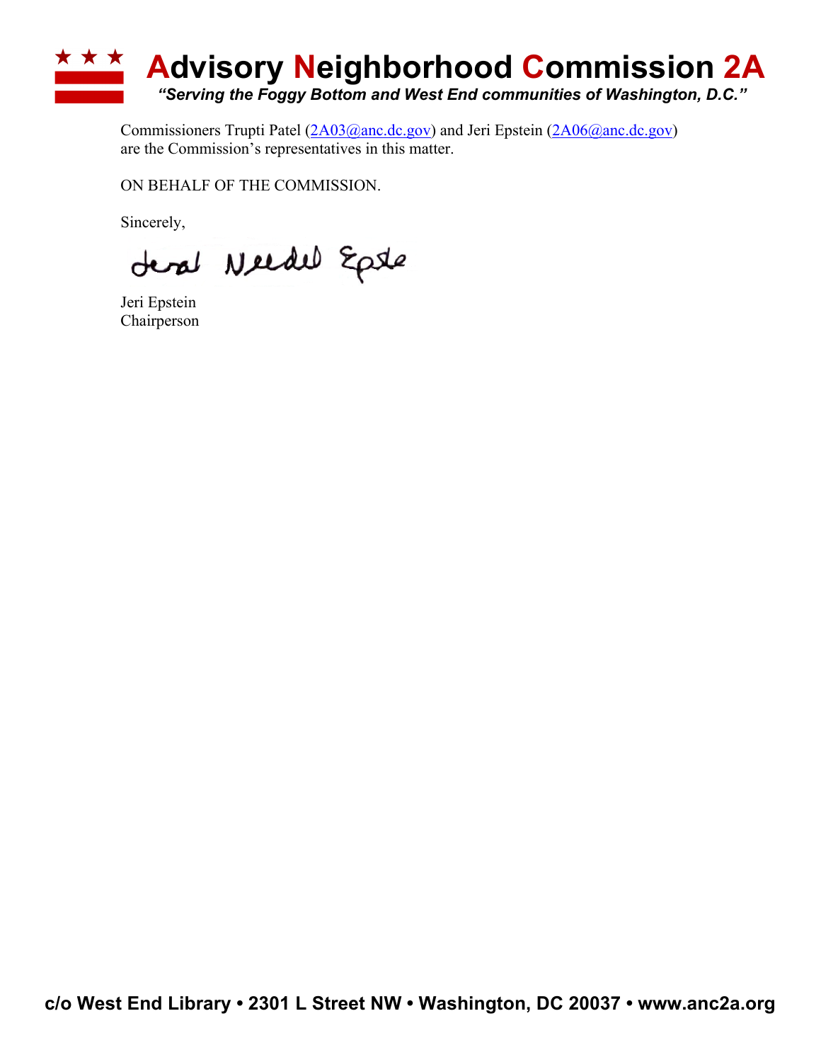# Advisory Neighborhood Commission 2A

*"Serving the Foggy Bottom and West End communities of Washington, D.C."*

Commissioners Trupti Patel (2A03@anc.dc.gov) and Jeri Epstein (2A06@anc.dc.gov) are the Commission's representatives in this matter.

ON BEHALF OF THE COMMISSION.

Sincerely,

Jeri Epstein
Chairperson

**c/o West End Library • 2301 L Street NW • Washington, DC 20037 • www.anc2a.org**